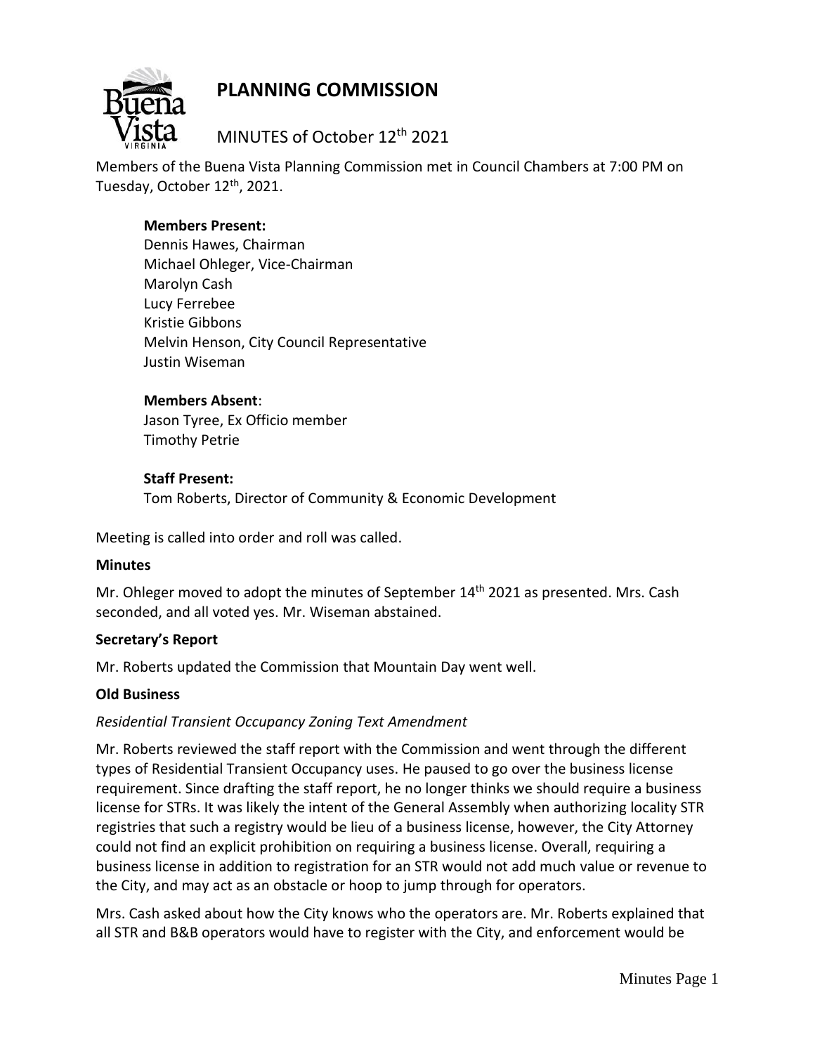# PLANNING COMMISSION

MINUTES of October 12th 2021

Members of the Buena Vista Planning Commission met in Council Chambers at 7:00 PM on Tuesday, October 12th, 2021.

**Members Present:**
Dennis Hawes, Chairman
Michael Ohleger, Vice-Chairman
Marolyn Cash
Lucy Ferrebee
Kristie Gibbons
Melvin Henson, City Council Representative
Justin Wiseman

**Members Absent**:
Jason Tyree, Ex Officio member
Timothy Petrie

**Staff Present:**
Tom Roberts, Director of Community & Economic Development

Meeting is called into order and roll was called.

**Minutes**

Mr. Ohleger moved to adopt the minutes of September 14th 2021 as presented. Mrs. Cash seconded, and all voted yes. Mr. Wiseman abstained.

**Secretary's Report**

Mr. Roberts updated the Commission that Mountain Day went well.

**Old Business**

*Residential Transient Occupancy Zoning Text Amendment*

Mr. Roberts reviewed the staff report with the Commission and went through the different types of Residential Transient Occupancy uses. He paused to go over the business license requirement. Since drafting the staff report, he no longer thinks we should require a business license for STRs. It was likely the intent of the General Assembly when authorizing locality STR registries that such a registry would be lieu of a business license, however, the City Attorney could not find an explicit prohibition on requiring a business license. Overall, requiring a business license in addition to registration for an STR would not add much value or revenue to the City, and may act as an obstacle or hoop to jump through for operators.

Mrs. Cash asked about how the City knows who the operators are. Mr. Roberts explained that all STR and B&B operators would have to register with the City, and enforcement would be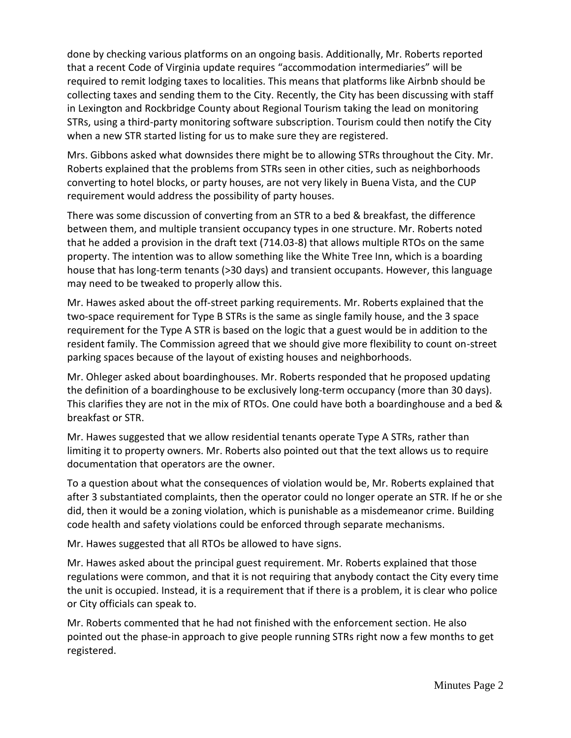done by checking various platforms on an ongoing basis. Additionally, Mr. Roberts reported that a recent Code of Virginia update requires "accommodation intermediaries" will be required to remit lodging taxes to localities. This means that platforms like Airbnb should be collecting taxes and sending them to the City. Recently, the City has been discussing with staff in Lexington and Rockbridge County about Regional Tourism taking the lead on monitoring STRs, using a third-party monitoring software subscription. Tourism could then notify the City when a new STR started listing for us to make sure they are registered.

Mrs. Gibbons asked what downsides there might be to allowing STRs throughout the City. Mr. Roberts explained that the problems from STRs seen in other cities, such as neighborhoods converting to hotel blocks, or party houses, are not very likely in Buena Vista, and the CUP requirement would address the possibility of party houses.

There was some discussion of converting from an STR to a bed & breakfast, the difference between them, and multiple transient occupancy types in one structure. Mr. Roberts noted that he added a provision in the draft text (714.03-8) that allows multiple RTOs on the same property. The intention was to allow something like the White Tree Inn, which is a boarding house that has long-term tenants (>30 days) and transient occupants. However, this language may need to be tweaked to properly allow this.

Mr. Hawes asked about the off-street parking requirements. Mr. Roberts explained that the two-space requirement for Type B STRs is the same as single family house, and the 3 space requirement for the Type A STR is based on the logic that a guest would be in addition to the resident family. The Commission agreed that we should give more flexibility to count on-street parking spaces because of the layout of existing houses and neighborhoods.

Mr. Ohleger asked about boardinghouses. Mr. Roberts responded that he proposed updating the definition of a boardinghouse to be exclusively long-term occupancy (more than 30 days). This clarifies they are not in the mix of RTOs. One could have both a boardinghouse and a bed & breakfast or STR.

Mr. Hawes suggested that we allow residential tenants operate Type A STRs, rather than limiting it to property owners. Mr. Roberts also pointed out that the text allows us to require documentation that operators are the owner.

To a question about what the consequences of violation would be, Mr. Roberts explained that after 3 substantiated complaints, then the operator could no longer operate an STR. If he or she did, then it would be a zoning violation, which is punishable as a misdemeanor crime. Building code health and safety violations could be enforced through separate mechanisms.

Mr. Hawes suggested that all RTOs be allowed to have signs.

Mr. Hawes asked about the principal guest requirement. Mr. Roberts explained that those regulations were common, and that it is not requiring that anybody contact the City every time the unit is occupied. Instead, it is a requirement that if there is a problem, it is clear who police or City officials can speak to.

Mr. Roberts commented that he had not finished with the enforcement section. He also pointed out the phase-in approach to give people running STRs right now a few months to get registered.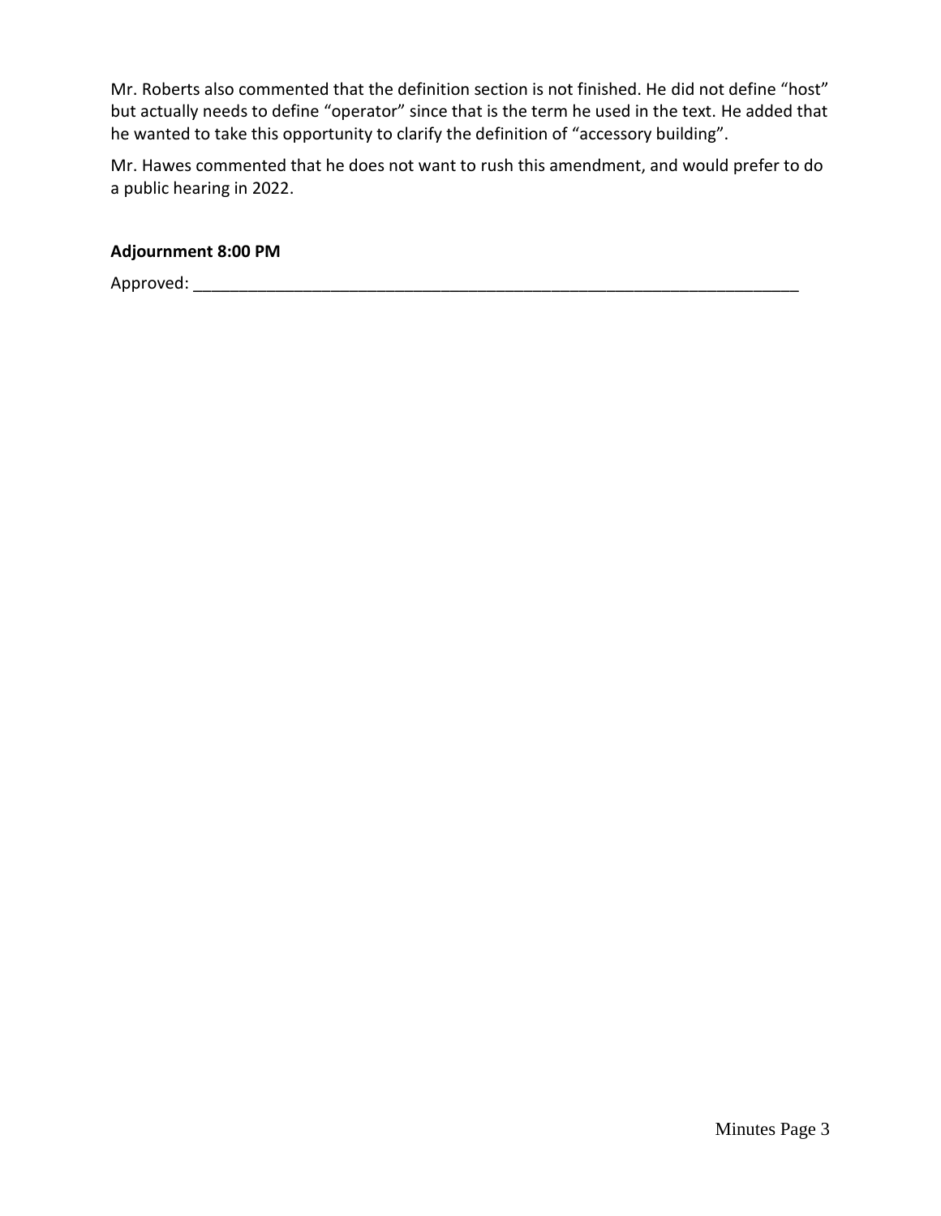Mr. Roberts also commented that the definition section is not finished. He did not define “host” but actually needs to define “operator” since that is the term he used in the text. He added that he wanted to take this opportunity to clarify the definition of “accessory building”.

Mr. Hawes commented that he does not want to rush this amendment, and would prefer to do a public hearing in 2022.

**Adjournment 8:00 PM**

Approved: ______________________________________________________________________